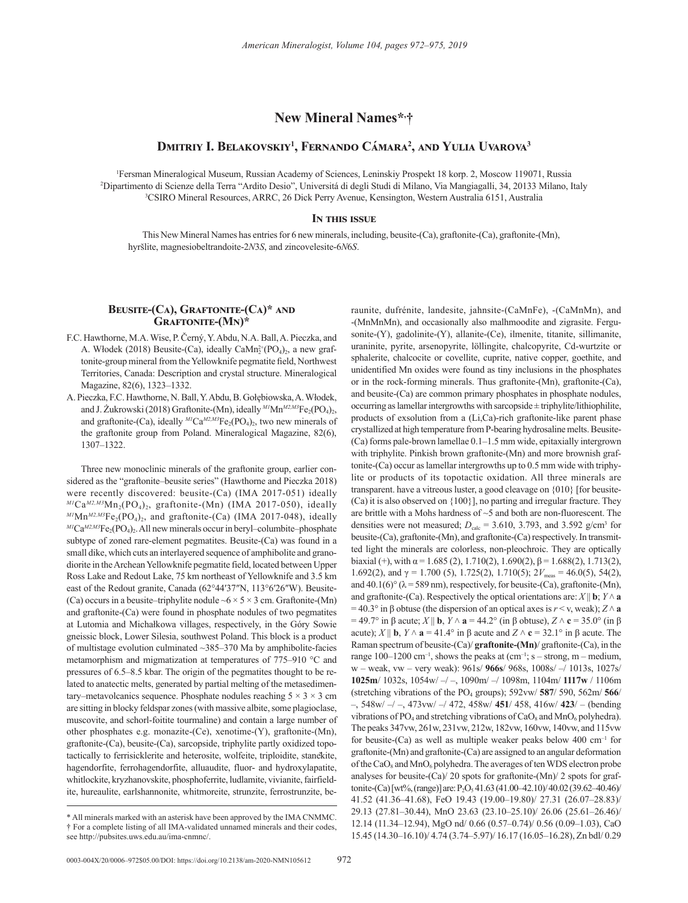# New Mineral Names*,†

## Dmitriy I. Belakovskiy[1], Fernando Cámara[2], and Yulia Uvarova[3]

[1]Fersman Mineralogical Museum, Russian Academy of Sciences, Leninskiy Prospekt 18 korp. 2, Moscow 119071, Russia
[2]Dipartimento di Scienze della Terra "Ardito Desio", Universitá di degli Studi di Milano, Via Mangiagalli, 34, 20133 Milano, Italy
[3]CSIRO Mineral Resources, ARRC, 26 Dick Perry Avenue, Kensington, Western Australia 6151, Australia

### In this issue

This New Mineral Names has entries for 6 new minerals, including, beusite-(Ca), graftonite-(Ca), graftonite-(Mn), hyršlite, magnesiobeltrandoite-2*N*3*S*, and zincovelesite-6*N*6*S*.

## Beusite-(Ca), Graftonite-(Ca)* and Graftonite-(Mn)*

F.C. Hawthorne, M.A. Wise, P. Černý, Y. Abdu, N.A. Ball, A. Pieczka, and A. Włodek (2018) Beusite-(Ca), ideally $CaMn^{2+}_2(PO_4)_2$, a new graftonite-group mineral from the Yellowknife pegmatite field, Northwest Territories, Canada: Description and crystal structure. Mineralogical Magazine, 82(6), 1323–1332.

A. Pieczka, F.C. Hawthorne, N. Ball, Y. Abdu, B. Gołębiowska, A. Włodek, and J. Żukrowski (2018) Graftonite-(Mn), ideally $^{M1}Mn^{M2,M3}Fe_2(PO_4)_2$, and graftonite-(Ca), ideally $^{M1}Ca^{M2,M3}Fe_2(PO_4)_2$, two new minerals of the graftonite group from Poland. Mineralogical Magazine, 82(6), 1307–1322.

Three new monoclinic minerals of the graftonite group, earlier considered as the "graftonite–beusite series" (Hawthorne and Pieczka 2018) were recently discovered: beusite-(Ca) (IMA 2017-051) ideally $^{M1}Ca^{M2,M3}Mn_2(PO_4)_2$, graftonite-(Mn) (IMA 2017-050), ideally $^{M1}Mn^{M2,M3}Fe_2(PO_4)_2$, and graftonite-(Ca) (IMA 2017-048), ideally $^{M1}Ca^{M2,M3}Fe_2(PO_4)_2$. All new minerals occur in beryl–columbite–phosphate subtype of zoned rare-element pegmatites. Beusite-(Ca) was found in a small dike, which cuts an interlayered sequence of amphibolite and granodiorite in the Archean Yellowknife pegmatite field, located between Upper Ross Lake and Redout Lake, 75 km northeast of Yellowknife and 3.5 km east of the Redout granite, Canada (62°44′37″N, 113°6′26″W). Beusite-(Ca) occurs in a beusite–triphylite nodule ~6 × 5 × 3 cm. Graftonite-(Mn) and graftonite-(Ca) were found in phosphate nodules of two pegmatites at Lutomia and Michałkowa villages, respectively, in the Góry Sowie gneissic block, Lower Silesia, southwest Poland. This block is a product of multistage evolution culminated ~385–370 Ma by amphibolite-facies metamorphism and migmatization at temperatures of 775–910 °C and pressures of 6.5–8.5 kbar. The origin of the pegmatites thought to be related to anatectic melts, generated by partial melting of the metasedimentary–metavolcanics sequence. Phosphate nodules reaching 5 × 3 × 3 cm are sitting in blocky feldspar zones (with massive albite, some plagioclase, muscovite, and schorl-foitite tourmaline) and contain a large number of other phosphates e.g. monazite-(Ce), xenotime-(Y), graftonite-(Mn), graftonite-(Ca), beusite-(Ca), sarcopside, triphylite partly oxidized topotactically to ferrisicklerite and heterosite, wolfeite, triploidite, staněkite, hagendorfite, ferrohagendorfite, alluaudite, fluor- and hydroxylapatite, whitlockite, kryzhanovskite, phosphoferrite, ludlamite, vivianite, fairfieldite, hureaulite, earlshannonite, whitmoreite, strunzite, ferrostrunzite, beraunite, dufrénite, landesite, jahnsite-(CaMnFe), -(CaMnMn), and -(MnMnMn), and occasionally also malhmoodite and zigrasite. Fergusonite-(Y), gadolinite-(Y), allanite-(Ce), ilmenite, titanite, sillimanite, uraninite, pyrite, arsenopyrite, löllingite, chalcopyrite, Cd-wurtzite or sphalerite, chalcocite or covellite, cuprite, native copper, goethite, and unidentified Mn oxides were found as tiny inclusions in the phosphates or in the rock-forming minerals. Thus graftonite-(Mn), graftonite-(Ca), and beusite-(Ca) are common primary phosphates in phosphate nodules, occurring as lamellar intergrowths with sarcopside ± triphylite/lithiophilite, products of exsolution from a (Li,Ca)-rich graftonite-like parent phase crystallized at high temperature from P-bearing hydrosaline melts. Beusite-(Ca) forms pale-brown lamellae 0.1–1.5 mm wide, epitaxially intergrown with triphylite. Pinkish brown graftonite-(Mn) and more brownish graftonite-(Ca) occur as lamellar intergrowths up to 0.5 mm wide with triphylite or products of its topotactic oxidation. All three minerals are transparent. have a vitreous luster, a good cleavage on {010} [for beusite-(Ca) it is also observed on {100}], no parting and irregular fracture. They are brittle with a Mohs hardness of ~5 and both are non-fluorescent. The densities were not measured; $D_{calc}$ = 3.610, 3.793, and 3.592 g/cm³ for beusite-(Ca), graftonite-(Mn), and graftonite-(Ca) respectively. In transmitted light the minerals are colorless, non-pleochroic. They are optically biaxial (+), with α = 1.685 (2), 1.710(2), 1.690(2), β = 1.688(2), 1.713(2), 1.692(2), and γ = 1.700 (5), 1.725(2), 1.710(5); $2V_{meas}$ = 46.0(5), 54(2), and 40.1(6)° (λ = 589 nm), respectively, for beusite-(Ca), graftonite-(Mn), and graftonite-(Ca). Respectively the optical orientations are: *X* ‖ **b**; *Y* ∧ **a** = 40.3° in β obtuse (the dispersion of an optical axes is *r* < v, weak); *Z* ∧ **a** = 49.7° in β acute; *X* ‖ **b**, *Y* ∧ **a** = 44.2° (in β obtuse), *Z* ∧ **c** = 35.0° (in β acute); *X* ‖ **b**, *Y* ∧ **a** = 41.4° in β acute and *Z* ∧ **c** = 32.1° in β acute. The Raman spectrum of beusite-(Ca)/ **graftonite-(Mn)**/ graftonite-(Ca), in the range 100–1200 cm⁻¹, shows the peaks at (cm⁻¹; s – strong, m – medium, w – weak, vw – very weak): 961s/ **966s**/ 968s, 1008s/ –/ 1013s, 1027s/ **1025m**/ 1032s, 1054w/ –/ –, 1090m/ –/ 1098m, 1104m/ **1117w** / 1106m (stretching vibrations of the $PO_4$ groups); 592vw/ **587**/ 590, 562m/ **566**/ –, 548w/ –/ –, 473vw/ –/ 472, 458w/ **451**/ 458, 416w/ **423**/ – (bending vibrations of $PO_4$ and stretching vibrations of $CaO_8$ and $MnO_6$ polyhedra). The peaks 347vw, 261w, 231vw, 212w, 182vw, 160vw, 140vw, and 115vw for beusite-(Ca) as well as multiple weaker peaks below 400 cm⁻¹ for graftonite-(Mn) and graftonite-(Ca) are assigned to an angular deformation of the $CaO_8$ and $MnO_6$ polyhedra. The averages of ten WDS electron probe analyses for beusite-(Ca)/ 20 spots for graftonite-(Mn)/ 2 spots for graftonite-(Ca) [wt%, (range)] are: $P_2O_5$ 41.63 (41.00–42.10)/ 40.02 (39.62–40.46)/ 41.52 (41.36–41.68), FeO 19.43 (19.00–19.80)/ 27.31 (26.07–28.83)/ 29.13 (27.81–30.44), MnO 23.63 (23.10–25.10)/ 26.06 (25.61–26.46)/ 12.14 (11.34–12.94), MgO nd/ 0.66 (0.57–0.74)/ 0.56 (0.09–1.03), CaO 15.45 (14.30–16.10)/ 4.74 (3.74–5.97)/ 16.17 (16.05–16.28), Zn bdl/ 0.29

\* All minerals marked with an asterisk have been approved by the IMA CNMMC.
† For a complete listing of all IMA-validated unnamed minerals and their codes, see http://pubsites.uws.edu.au/ima-cnmnc/.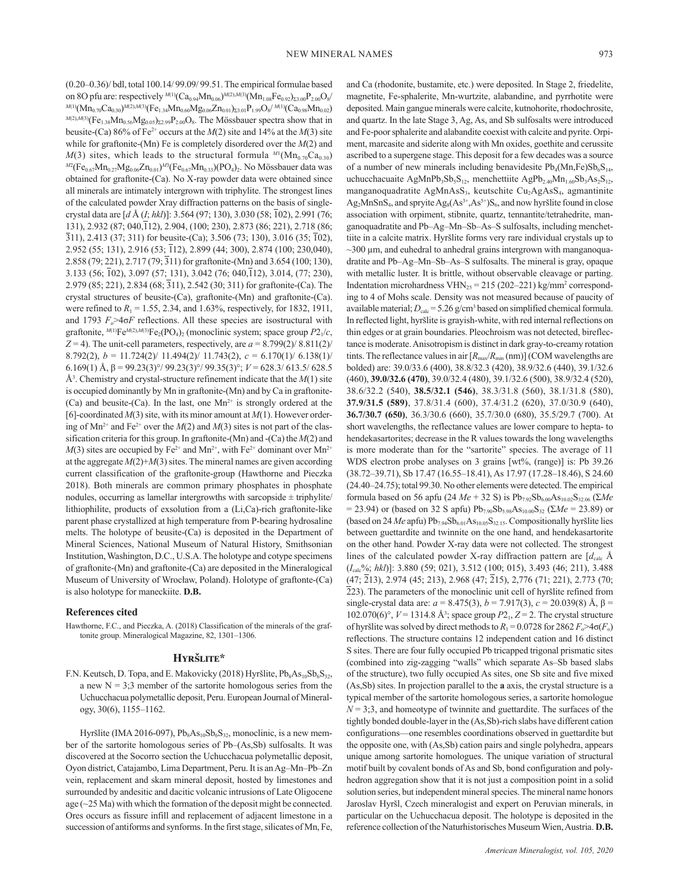(0.20–0.36)/ bdl, total 100.14/ 99.09/ 99.51. The empirical formulae based on 8O pfu are: respectively $^{M(1)}(Ca_{0.94}Mn_{0.06})^{M(2),M(3)}(Mn_{1.08}Fe_{0.92})_{\Sigma 3.00}P_{2.00}O_8$/ $^{M(1)}(Mn_{0.70}Ca_{0.30})^{M(2),M(3)}(Fe_{1.34}Mn_{0.60}Mg_{0.06}Zn_{0.01})_{\Sigma 3.01}P_{1.99}O_8$/ $^{M(1)}(Ca_{0.98}Mn_{0.02})$ $^{M(2),M(3)}(Fe_{1.38}Mn_{0.56}Mg_{0.05})_{\Sigma 2.99}P_{2.00}O_8$. The Mössbauer spectra show that in beusite-(Ca) 86% of $Fe^{2+}$ occurs at the $M(2)$ site and 14% at the $M(3)$ site while for graftonite-(Mn) Fe is completely disordered over the $M(2)$ and $M(3)$ sites, which leads to the structural formula $^{M1}(Mn_{0.70}Ca_{0.30})$ $^{M2}(Fe_{0.67}Mn_{0.27}Mg_{0.06}Zn_{0.01})^{M3}(Fe_{0.67}Mn_{0.33})(PO_4)_2$. No Mössbauer data was obtained for graftonite-(Ca). No X-ray powder data were obtained since all minerals are intimately intergrown with triphylite. The strongest lines of the calculated powder Xray diffraction patterns on the basis of single-crystal data are [$d$ Å ($I$; $hkl$)]: 3.564 (97; 130), 3.030 (58; $\bar{1}$02), 2.991 (76; 131), 2.932 (87; 040,$\bar{1}$12), 2.904, (100; 230), 2.873 (86; 221), 2.718 (86; $\bar{3}$11), 2.413 (37; 311) for beusite-(Ca); 3.506 (73; 130), 3.016 (35; $\bar{1}$02), 2.952 (55; 131), 2.916 (53; $\bar{1}$12), 2.899 (44; 300), 2.874 (100; 230,040), 2.858 (79; 221), 2.717 (79; $\bar{3}$11) for graftonite-(Mn) and 3.654 (100; 130), 3.133 (56; $\bar{1}$02), 3.097 (57; 131), 3.042 (76; 040,$\bar{1}$12), 3.014, (77; 230), 2.979 (85; 221), 2.834 (68; $\bar{3}$11), 2.542 (30; 311) for graftonite-(Ca). The crystal structures of beusite-(Ca), graftonite-(Mn) and graftonite-(Ca). were refined to $R_1$ = 1.55, 2.34, and 1.63%, respectively, for 1832, 1911, and 1793 $F_o$>4σ$F$ reflections. All these species are isostructural with graftonite, $^{M(1)}Fe^{M(2),M(3)}Fe_2(PO_4)_2$ (monoclinic system; space group $P2_1/c$, $Z$ = 4). The unit-cell parameters, respectively, are $a$ = 8.799(2)/ 8.811(2)/ 8.792(2), $b$ = 11.724(2)/ 11.494(2)/ 11.743(2), $c$ = 6.170(1)/ 6.138(1)/ 6.169(1) Å, β = 99.23(3)°/ 99.23(3)°/ 99.35(3)°; $V$ = 628.3/ 613.5/ 628.5 Å$^3$. Chemistry and crystal-structure refinement indicate that the $M(1)$ site is occupied dominantly by Mn in graftonite-(Mn) and by Ca in graftonite-(Ca) and beusite-(Ca). In the last, one $Mn^{2+}$ is strongly ordered at the [6]-coordinated $M(3)$ site, with its minor amount at $M(1)$. However ordering of $Mn^{2+}$ and $Fe^{2+}$ over the $M(2)$ and $M(3)$ sites is not part of the classification criteria for this group. In graftonite-(Mn) and -(Ca) the $M(2)$ and $M(3)$ sites are occupied by $Fe^{2+}$ and $Mn^{2+}$, with $Fe^{2+}$ dominant over $Mn^{2+}$ at the aggregate $M(2)$+$M(3)$ sites. The mineral names are given according current classification of the graftonite-group (Hawthorne and Pieczka 2018). Both minerals are common primary phosphates in phosphate nodules, occurring as lamellar intergrowths with sarcopside ± triphylite/ lithiophilite, products of exsolution from a (Li,Ca)-rich graftonite-like parent phase crystallized at high temperature from P-bearing hydrosaline melts. The holotype of beusite-(Ca) is deposited in the Department of Mineral Sciences, National Museum of Natural History, Smithsonian Institution, Washington, D.C., U.S.A. The holotype and cotype specimens of graftonite-(Mn) and graftonite-(Ca) are deposited in the Mineralogical Museum of University of Wrocław, Poland). Holotype of graftonte-(Ca) is also holotype for maneckiite. **D.B.**

### References cited

Hawthorne, F.C., and Pieczka, A. (2018) Classification of the minerals of the graftonite group. Mineralogical Magazine, 82, 1301–1306.

## Hyršlite*

F.N. Keutsch, D. Topa, and E. Makovicky (2018) Hyršlite, $Pb_8As_{10}Sb_6S_{32}$, a new N = 3;3 member of the sartorite homologous series from the Uchucchacua polymetallic deposit, Peru. European Journal of Mineralogy, 30(6), 1155–1162.

Hyršlite (IMA 2016-097), $Pb_8As_{10}Sb_6S_{32}$, monoclinic, is a new member of the sartorite homologous series of Pb–(As,Sb) sulfosalts. It was discovered at the Socorro section the Uchucchacua polymetallic deposit, Oyon district, Catajambo, Lima Department, Peru. It is an Ag–Mn–Pb–Zn vein, replacement and skarn mineral deposit, hosted by limestones and surrounded by andesitic and dacitic volcanic intrusions of Late Oligocene age (~25 Ma) with which the formation of the deposit might be connected. Ores occurs as fissure infill and replacement of adjacent limestone in a succession of antiforms and synforms. In the first stage, silicates of Mn, Fe, and Ca (rhodonite, bustamite, etc.) were deposited. In Stage 2, friedelite, magnetite, Fe-sphalerite, Mn-wurtzite, alabandine, and pyrrhotite were deposited. Main gangue minerals were calcite, kutnohorite, rhodochrosite, and quartz. In the late Stage 3, Ag, As, and Sb sulfosalts were introduced and Fe-poor sphalerite and alabandite coexist with calcite and pyrite. Orpiment, marcasite and siderite along with Mn oxides, goethite and cerussite ascribed to a supergene stage. This deposit for a few decades was a source of a number of new minerals including benavidesite $Pb_4(Mn,Fe)Sb_6S_{14}$, uchucchacuaite $AgMnPb_3Sb_5S_{12}$, menchettiite $AgPb_{2.40}Mn_{1.60}Sb_3As_2S_{12}$, manganoquadratite $AgMnAsS_3$, keutschite $Cu_2AgAsS_4$, agmantinite $Ag_2MnSnS_4$, and spryite $Ag_8(As^{3+},As^{5+})S_6$, and now hyršlite found in close association with orpiment, stibnite, quartz, tennantite/tetrahedrite, manganoquadratite and Pb–Ag–Mn–Sb–As–S sulfosalts, including menchettiite in a calcite matrix. Hyršlite forms very rare individual crystals up to ~300 μm, and euhedral to anhedral grains intergrown with manganoquadratite and Pb–Ag–Mn–Sb–As–S sulfosalts. The mineral is gray, opaque with metallic luster. It is brittle, without observable cleavage or parting. Indentation microhardness $VHN_{25}$ = 215 (202–221) kg/mm$^2$ corresponding to 4 of Mohs scale. Density was not measured because of paucity of available material; $D_{calc}$ = 5.26 g/cm$^3$ based on simplified chemical formula. In reflected light, hyršlite is grayish-white, with red internal reflections on thin edges or at grain boundaries. Pleochroism was not detected, bireflectance is moderate. Anisotropism is distinct in dark gray-to-creamy rotation tints. The reflectance values in air [$R_{max}$/$R_{min}$ (nm)] (COM wavelengths are bolded) are: 39.0/33.6 (400), 38.8/32.3 (420), 38.9/32.6 (440), 39.1/32.6 (460), **39.0/32.6 (470)**, 39.0/32.4 (480), 39.1/32.6 (500), 38.9/32.4 (520), 38.6/32.2 (540), **38.5/32.1 (546)**, 38.3/31.8 (560), 38.1/31.8 (580), **37.9/31.5 (589)**, 37.8/31.4 (600), 37.4/31.2 (620), 37.0/30.9 (640), **36.7/30.7 (650)**, 36.3/30.6 (660), 35.7/30.0 (680), 35.5/29.7 (700). At short wavelengths, the reflectance values are lower compare to hepta- to hendekasartorites; decrease in the R values towards the long wavelengths is more moderate than for the "sartorite" species. The average of 11 WDS electron probe analyses on 3 grains [wt%, (range)] is: Pb 39.26 (38.72–39.71), Sb 17.47 (16.55–18.41), As 17.97 (17.28–18.46), S 24.60 (24.40–24.75); total 99.30. No other elements were detected. The empirical formula based on 56 apfu (24 $Me$ + 32 S) is $Pb_{7.92}Sb_{6.00}As_{10.02}S_{32.06}$ (Σ$Me$ = 23.94) or (based on 32 S apfu) $Pb_{7.90}Sb_{5.98}As_{10.00}S_{32}$ (Σ$Me$ = 23.89) or (based on 24 $Me$ apfu) $Pb_{7.94}Sb_{6.01}As_{10.05}S_{32.15}$. Compositionally hyršlite lies between guettardite and twinnite on the one hand, and hendekasartorite on the other hand. Powder X-ray data were not collected. The strongest lines of the calculated powder X-ray diffraction pattern are [$d_{calc}$ Å ($I_{calc}$%; $hkl$)]: 3.880 (59; 021), 3.512 (100; 015), 3.493 (46; 211), 3.488 (47; $\bar{2}$13), 2.974 (45; 213), 2.968 (47; $\bar{2}$15), 2,776 (71; 221), 2.773 (70; $\bar{2}$23). The parameters of the monoclinic unit cell of hyršlite refined from single-crystal data are: $a$ = 8.475(3), $b$ = 7.917(3), $c$ = 20.039(8) Å, β = 102.070(6)°, $V$ = 1314.8 Å$^3$; space group $P2_1$, $Z$ = 2. The crystal structure of hyršlite was solved by direct methods to $R_1$ = 0.0728 for 2862 $F_o$>4σ($F_o$) reflections. The structure contains 12 independent cation and 16 distinct S sites. There are four fully occupied Pb tricapped trigonal prismatic sites (combined into zig-zagging "walls" which separate As–Sb based slabs of the structure), two fully occupied As sites, one Sb site and five mixed (As,Sb) sites. In projection parallel to the **a** axis, the crystal structure is a typical member of the sartorite homologous series, a sartorite homologue $N$ = 3;3, and homeotype of twinnite and guettardite. The surfaces of the tightly bonded double-layer in the (As,Sb)-rich slabs have different cation configurations—one resembles coordinations observed in guettardite but the opposite one, with (As,Sb) cation pairs and single polyhedra, appears unique among sartorite homologues. The unique variation of structural motif built by covalent bonds of As and Sb, bond configuration and polyhedron aggregation show that it is not just a composition point in a solid solution series, but independent mineral species. The mineral name honors Jaroslav Hyršl, Czech mineralogist and expert on Peruvian minerals, in particular on the Uchucchacua deposit. The holotype is deposited in the reference collection of the Naturhistorisches Museum Wien, Austria. **D.B.**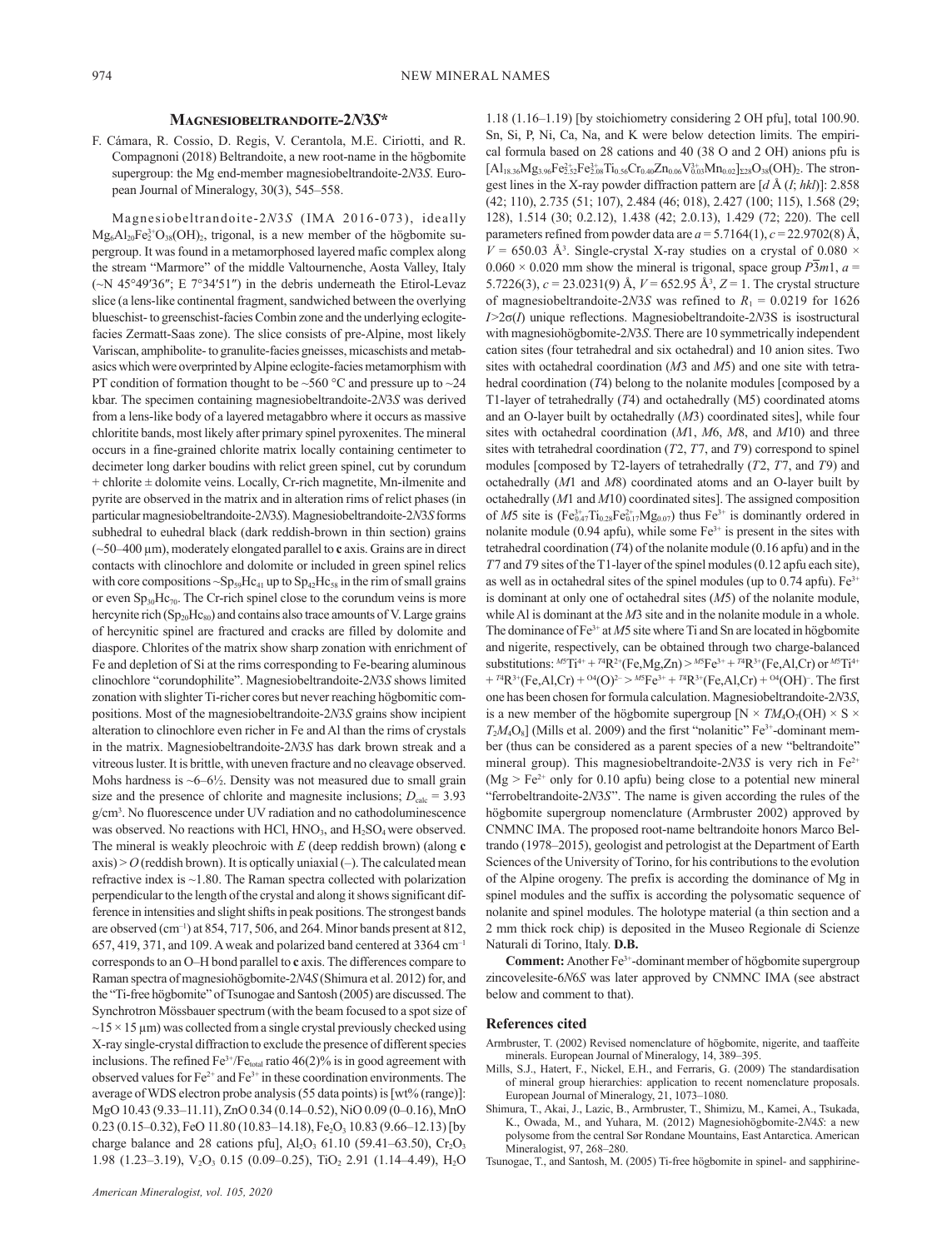## MAGNESIOBELTRANDOITE-2N3S*

F. Cámara, R. Cossio, D. Regis, V. Cerantola, M.E. Ciriotti, and R. Compagnoni (2018) Beltrandoite, a new root-name in the högbomite supergroup: the Mg end-member magnesiobeltrandoite-2N3S. European Journal of Mineralogy, 30(3), 545–558.

Magnesiobeltrandoite-2N3S (IMA 2016-073), ideally $Mg_6Al_{20}Fe^{3+}_2O_{38}(OH)_2$, trigonal, is a new member of the högbomite supergroup. It was found in a metamorphosed layered mafic complex along the stream "Marmore" of the middle Valtournenche, Aosta Valley, Italy (~N 45°49′36″; E 7°34′51″) in the debris underneath the Etirol-Levaz slice (a lens-like continental fragment, sandwiched between the overlying blueschist- to greenschist-facies Combin zone and the underlying eclogite-facies Zermatt-Saas zone). The slice consists of pre-Alpine, most likely Variscan, amphibolite- to granulite-facies gneisses, micaschists and metabasics which were overprinted by Alpine eclogite-facies metamorphism with PT condition of formation thought to be ~560 °C and pressure up to ~24 kbar. The specimen containing magnesiobeltrandoite-2N3S was derived from a lens-like body of a layered metagabbro where it occurs as massive chloritite bands, most likely after primary spinel pyroxenites. The mineral occurs in a fine-grained chlorite matrix locally containing centimeter to decimeter long darker boudins with relict green spinel, cut by corundum + chlorite ± dolomite veins. Locally, Cr-rich magnetite, Mn-ilmenite and pyrite are observed in the matrix and in alteration rims of relict phases (in particular magnesiobeltrandoite-2N3S). Magnesiobeltrandoite-2N3S forms subhedral to euhedral black (dark reddish-brown in thin section) grains (~50–400 μm), moderately elongated parallel to **c** axis. Grains are in direct contacts with clinochlore and dolomite or included in green spinel relics with core compositions ~$Sp_{59}Hc_{41}$ up to $Sp_{42}Hc_{58}$ in the rim of small grains or even $Sp_{30}Hc_{70}$. The Cr-rich spinel close to the corundum veins is more hercynite rich ($Sp_{20}Hc_{80}$) and contains also trace amounts of V. Large grains of hercynitic spinel are fractured and cracks are filled by dolomite and diaspore. Chlorites of the matrix show sharp zonation with enrichment of Fe and depletion of Si at the rims corresponding to Fe-bearing aluminous clinochlore "corundophilite". Magnesiobeltrandoite-2N3S shows limited zonation with slighter Ti-richer cores but never reaching högbomitic compositions. Most of the magnesiobeltrandoite-2N3S grains show incipient alteration to clinochlore even richer in Fe and Al than the rims of crystals in the matrix. Magnesiobeltrandoite-2N3S has dark brown streak and a vitreous luster. It is brittle, with uneven fracture and no cleavage observed. Mohs hardness is ~6–6½. Density was not measured due to small grain size and the presence of chlorite and magnesite inclusions; $D_{calc}$ = 3.93 g/cm³. No fluorescence under UV radiation and no cathodoluminescence was observed. No reactions with HCl, $HNO_3$, and $H_2SO_4$ were observed. The mineral is weakly pleochroic with E (deep reddish brown) (along **c** axis) > O (reddish brown). It is optically uniaxial (–). The calculated mean refractive index is ~1.80. The Raman spectra collected with polarization perpendicular to the length of the crystal and along it shows significant difference in intensities and slight shifts in peak positions. The strongest bands are observed (cm⁻¹) at 854, 717, 506, and 264. Minor bands present at 812, 657, 419, 371, and 109. A weak and polarized band centered at 3364 cm⁻¹ corresponds to an O–H bond parallel to **c** axis. The differences compare to Raman spectra of magnesiohögbomite-2N4S (Shimura et al. 2012) for, and the "Ti-free högbomite" of Tsunogae and Santosh (2005) are discussed. The Synchrotron Mössbauer spectrum (with the beam focused to a spot size of ~15 × 15 μm) was collected from a single crystal previously checked using X-ray single-crystal diffraction to exclude the presence of different species inclusions. The refined $Fe^{3+}/Fe_{total}$ ratio 46(2)% is in good agreement with observed values for $Fe^{2+}$ and $Fe^{3+}$ in these coordination environments. The average of WDS electron probe analysis (55 data points) is [wt% (range)]: MgO 10.43 (9.33–11.11), ZnO 0.34 (0.14–0.52), NiO 0.09 (0–0.16), MnO 0.23 (0.15–0.32), FeO 11.80 (10.83–14.18), $Fe_2O_3$ 10.83 (9.66–12.13) [by charge balance and 28 cations pfu], $Al_2O_3$ 61.10 (59.41–63.50), $Cr_2O_3$ 1.98 (1.23–3.19), $V_2O_3$ 0.15 (0.09–0.25), $TiO_2$ 2.91 (1.14–4.49), $H_2O$ 1.18 (1.16–1.19) [by stoichiometry considering 2 OH pfu], total 100.90. Sn, Si, P, Ni, Ca, Na, and K were below detection limits. The empirical formula based on 28 cations and 40 (38 O and 2 OH) anions pfu is $[Al_{18.36}Mg_{3.96}Fe^{2+}_{2.52}Fe^{3+}_{2.08}Ti_{0.56}Cr_{0.40}Zn_{0.06}V^{3+}_{0.03}Mn_{0.02}]_{\Sigma 28}O_{38}(OH)_2$. The strongest lines in the X-ray powder diffraction pattern are [d Å (I; hkl)]: 2.858 (42; 110), 2.735 (51; 107), 2.484 (46; 018), 2.427 (100; 115), 1.568 (29; 128), 1.514 (30; 0.2.12), 1.438 (42; 2.0.13), 1.429 (72; 220). The cell parameters refined from powder data are $a$ = 5.7164(1), $c$ = 22.9702(8) Å, $V$ = 650.03 Å³. Single-crystal X-ray studies on a crystal of 0.080 × 0.060 × 0.020 mm show the mineral is trigonal, space group $P\bar{3}m1$, $a$ = 5.7226(3), $c$ = 23.0231(9) Å, $V$ = 652.95 Å³, $Z$ = 1. The crystal structure of magnesiobeltrandoite-2N3S was refined to $R_1$ = 0.0219 for 1626 $I>2\sigma(I)$ unique reflections. Magnesiobeltrandoite-2N3S is isostructural with magnesiohögbomite-2N3S. There are 10 symmetrically independent cation sites (four tetrahedral and six octahedral) and 10 anion sites. Two sites with octahedral coordination (M3 and M5) and one site with tetrahedral coordination (T4) belong to the nolanite modules [composed by a T1-layer of tetrahedrally (T4) and octahedrally (M5) coordinated atoms and an O-layer built by octahedrally (M3) coordinated sites], while four sites with octahedral coordination (M1, M6, M8, and M10) and three sites with tetrahedral coordination (T2, T7, and T9) correspond to spinel modules [composed by T2-layers of tetrahedrally (T2, T7, and T9) and octahedrally (M1 and M8) coordinated atoms and an O-layer built by octahedrally (M1 and M10) coordinated sites]. The assigned composition of M5 site is $(Fe^{3+}_{0.47}Ti_{0.28}Fe^{2+}_{0.17}Mg_{0.07})$ thus $Fe^{3+}$ is dominantly ordered in nolanite module (0.94 apfu), while some $Fe^{3+}$ is present in the sites with tetrahedral coordination (T4) of the nolanite module (0.16 apfu) and in the T7 and T9 sites of the T1-layer of the spinel modules (0.12 apfu each site), as well as in octahedral sites of the spinel modules (up to 0.74 apfu). $Fe^{3+}$ is dominant at only one of octahedral sites (M5) of the nolanite module, while Al is dominant at the M3 site and in the nolanite module in a whole. The dominance of $Fe^{3+}$ at M5 site where Ti and Sn are located in högbomite and nigerite, respectively, can be obtained through two charge-balanced substitutions: ${}^{M5}Ti^{4+} + {}^{T4}R^{2+}(Fe,Mg,Zn) > {}^{M5}Fe^{3+} + {}^{T4}R^{3+}(Fe,Al,Cr)$ or ${}^{M5}Ti^{4+} + {}^{T4}R^{3+}(Fe,Al,Cr) + {}^{O4}(O)^{2-} > {}^{M5}Fe^{3+} + {}^{T4}R^{3+}(Fe,Al,Cr) + {}^{O4}(OH)^{-}$. The first one has been chosen for formula calculation. Magnesiobeltrandoite-2N3S, is a new member of the högbomite supergroup [$N \times TM_4O_7(OH) \times S \times T_2M_4O_8$] (Mills et al. 2009) and the first "nolanitic" $Fe^{3+}$-dominant member (thus can be considered as a parent species of a new "beltrandoite" mineral group). This magnesiobeltrandoite-2N3S is very rich in $Fe^{2+}$ (Mg > $Fe^{2+}$ only for 0.10 apfu) being close to a potential new mineral "ferrobeltrandoite-2N3S". The name is given according the rules of the högbomite supergroup nomenclature (Armbruster 2002) approved by CNMNC IMA. The proposed root-name beltrandoite honors Marco Beltrando (1978–2015), geologist and petrologist at the Department of Earth Sciences of the University of Torino, for his contributions to the evolution of the Alpine orogeny. The prefix is according the dominance of Mg in spinel modules and the suffix is according the polysomatic sequence of nolanite and spinel modules. The holotype material (a thin section and a 2 mm thick rock chip) is deposited in the Museo Regionale di Scienze Naturali di Torino, Italy. **D.B.**

**Comment:** Another $Fe^{3+}$-dominant member of högbomite supergroup zincovelesite-6N6S was later approved by CNMNC IMA (see abstract below and comment to that).

### References cited

Armbruster, T. (2002) Revised nomenclature of högbomite, nigerite, and taaffeite minerals. European Journal of Mineralogy, 14, 389–395.

Mills, S.J., Hatert, F., Nickel, E.H., and Ferraris, G. (2009) The standardisation of mineral group hierarchies: application to recent nomenclature proposals. European Journal of Mineralogy, 21, 1073–1080.

Shimura, T., Akai, J., Lazic, B., Armbruster, T., Shimizu, M., Kamei, A., Tsukada, K., Owada, M., and Yuhara, M. (2012) Magnesiohögbomite-2N4S: a new polysome from the central Sør Rondane Mountains, East Antarctica. American Mineralogist, 97, 268–280.

Tsunogae, T., and Santosh, M. (2005) Ti-free högbomite in spinel- and sapphirine-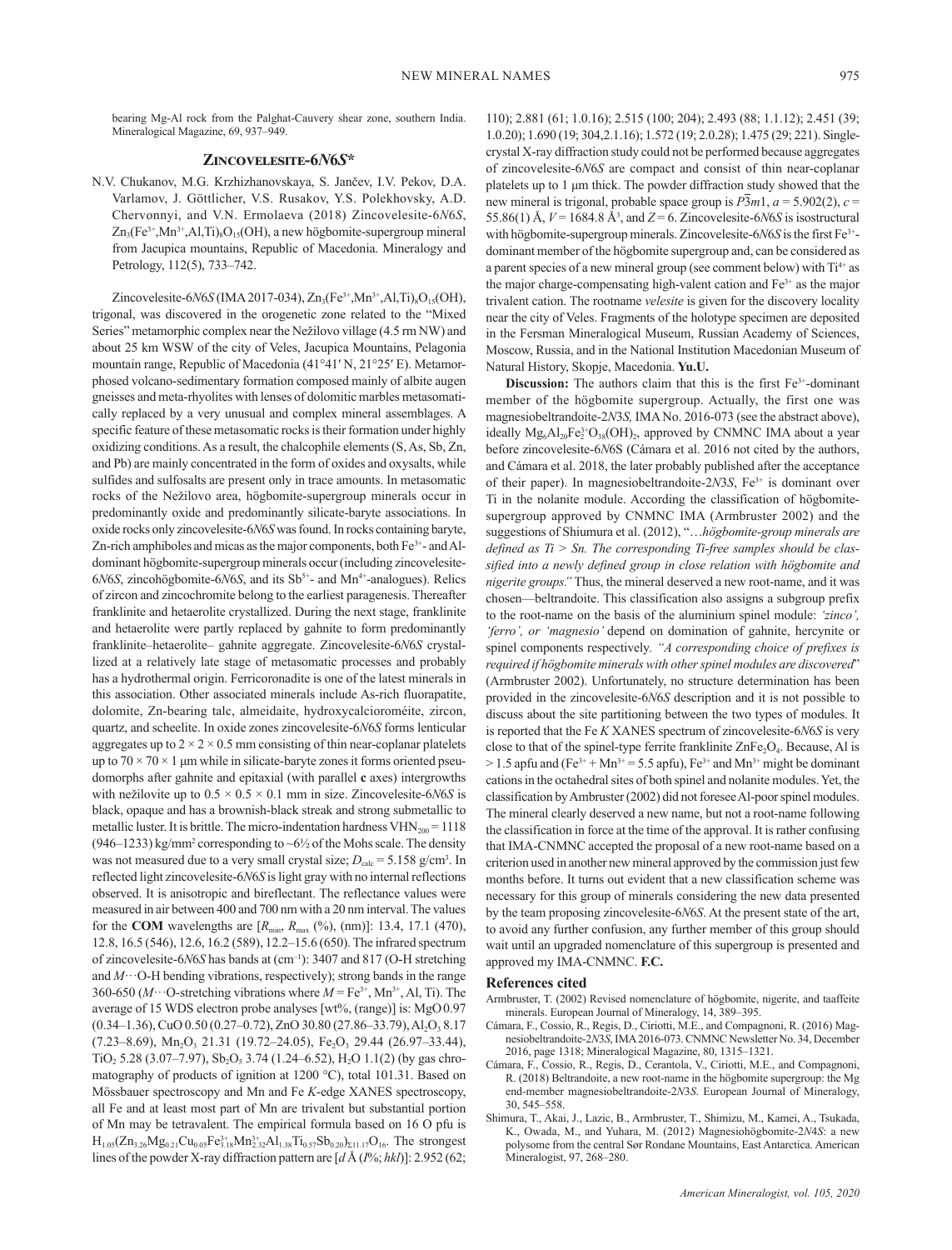bearing Mg-Al rock from the Palghat-Cauvery shear zone, southern India. Mineralogical Magazine, 69, 937–949.

## ZINCOVELESITE-6*N*6*S**

N.V. Chukanov, M.G. Krzhizhanovskaya, S. Jančev, I.V. Pekov, D.A. Varlamov, J. Göttlicher, V.S. Rusakov, Y.S. Polekhovsky, A.D. Chervonnyi, and V.N. Ermolaeva (2018) Zincovelesite-6*N*6*S*, $Zn_3(Fe^{3+},Mn^{3+},Al,Ti)_8O_{15}(OH)$, a new högbomite-supergroup mineral from Jacupica mountains, Republic of Macedonia. Mineralogy and Petrology, 112(5), 733–742.

Zincovelesite-6*N*6*S* (IMA 2017-034), $Zn_3(Fe^{3+},Mn^{3+},Al,Ti)_8O_{15}(OH)$, trigonal, was discovered in the orogenetic zone related to the "Mixed Series" metamorphic complex near the Nežilovo village (4.5 rm NW) and about 25 km WSW of the city of Veles, Jacupica Mountains, Pelagonia mountain range, Republic of Macedonia (41°41′ N, 21°25′ E). Metamorphosed volcano-sedimentary formation composed mainly of albite augen gneisses and meta-rhyolites with lenses of dolomitic marbles metasomatically replaced by a very unusual and complex mineral assemblages. A specific feature of these metasomatic rocks is their formation under highly oxidizing conditions. As a result, the chalcophile elements (S, As, Sb, Zn, and Pb) are mainly concentrated in the form of oxides and oxysalts, while sulfides and sulfosalts are present only in trace amounts. In metasomatic rocks of the Nežilovo area, högbomite-supergroup minerals occur in predominantly oxide and predominantly silicate-baryte associations. In oxide rocks only zincovelesite-6*N*6*S* was found. In rocks containing baryte, Zn-rich amphiboles and micas as the major components, both $Fe^{3+}$- and Al-dominant högbomite-supergroup minerals occur (including zincovelesite-6*N*6*S*, zincohögbomite-6*N*6*S*, and its $Sb^{5+}$- and $Mn^{4+}$-analogues). Relics of zircon and zincochromite belong to the earliest paragenesis. Thereafter franklinite and hetaerolite crystallized. During the next stage, franklinite and hetaerolite were partly replaced by gahnite to form predominantly franklinite–hetaerolite– gahnite aggregate. Zincovelesite-6*N*6*S* crystallized at a relatively late stage of metasomatic processes and probably has a hydrothermal origin. Ferricoronadite is one of the latest minerals in this association. Other associated minerals include As-rich fluorapatite, dolomite, Zn-bearing talc, almeidaite, hydroxycalcioroméite, zircon, quartz, and scheelite. In oxide zones zincovelesite-6*N*6*S* forms lenticular aggregates up to 2 × 2 × 0.5 mm consisting of thin near-coplanar platelets up to 70 × 70 × 1 μm while in silicate-baryte zones it forms oriented pseudomorphs after gahnite and epitaxial (with parallel **c** axes) intergrowths with nežilovite up to 0.5 × 0.5 × 0.1 mm in size. Zincovelesite-6*N*6*S* is black, opaque and has a brownish-black streak and strong submetallic to metallic luster. It is brittle. The micro-indentation hardness $VHN_{200}$ = 1118 (946–1233) kg/mm² corresponding to ~6½ of the Mohs scale. The density was not measured due to a very small crystal size; $D_{calc}$ = 5.158 g/cm³. In reflected light zincovelesite-6*N*6*S* is light gray with no internal reflections observed. It is anisotropic and bireflectant. The reflectance values were measured in air between 400 and 700 nm with a 20 nm interval. The values for the **COM** wavelengths are [$R_{min}$, $R_{max}$ (%), (nm)]: 13.4, 17.1 (470), 12.8, 16.5 (546), 12.6, 16.2 (589), 12.2–15.6 (650). The infrared spectrum of zincovelesite-6*N*6*S* has bands at (cm⁻¹): 3407 and 817 (O-H stretching and $M$···O-H bending vibrations, respectively); strong bands in the range 360-650 ($M$···O-stretching vibrations where $M = Fe^{3+}$, $Mn^{3+}$, Al, Ti). The average of 15 WDS electron probe analyses [wt%, (range)] is: MgO 0.97 (0.34–1.36), CuO 0.50 (0.27–0.72), ZnO 30.80 (27.86–33.79), $Al_2O_3$ 8.17 (7.23–8.69), $Mn_2O_3$ 21.31 (19.72–24.05), $Fe_2O_3$ 29.44 (26.97–33.44), $TiO_2$ 5.28 (3.07–7.97), $Sb_2O_5$ 3.74 (1.24–6.52), $H_2O$ 1.1(2) (by gas chromatography of products of ignition at 1200 °C), total 101.31. Based on Mössbauer spectroscopy and Mn and Fe *K*-edge XANES spectroscopy, all Fe and at least most part of Mn are trivalent but substantial portion of Mn may be tetravalent. The empirical formula based on 16 O pfu is $H_{1.05}(Zn_{3.26}Mg_{0.21}Cu_{0.05}Fe^{3+}_{3.18}Mn^{3+}_{2.32}Al_{1.38}Ti_{0.57}Sb_{0.20})_{\Sigma 11.17}O_{16}$. The strongest lines of the powder X-ray diffraction pattern are [$d$ Å ($I$%; $hkl$)]: 2.952 (62; 110); 2.881 (61; 1.0.16); 2.515 (100; 204); 2.493 (88; 1.1.12); 2.451 (39; 1.0.20); 1.690 (19; 304,2.1.16); 1.572 (19; 2.0.28); 1.475 (29; 221). Single-crystal X-ray diffraction study could not be performed because aggregates of zincovelesite-6*N*6*S* are compact and consist of thin near-coplanar platelets up to 1 μm thick. The powder diffraction study showed that the new mineral is trigonal, probable space group is $P\bar{3}m1$, $a$ = 5.902(2), $c$ = 55.86(1) Å, $V$ = 1684.8 Å³, and $Z$ = 6. Zincovelesite-6*N*6*S* is isostructural with högbomite-supergroup minerals. Zincovelesite-6*N*6*S* is the first $Fe^{3+}$-dominant member of the högbomite supergroup and, can be considered as a parent species of a new mineral group (see comment below) with $Ti^{4+}$ as the major charge-compensating high-valent cation and $Fe^{3+}$ as the major trivalent cation. The rootname *velesite* is given for the discovery locality near the city of Veles. Fragments of the holotype specimen are deposited in the Fersman Mineralogical Museum, Russian Academy of Sciences, Moscow, Russia, and in the National Institution Macedonian Museum of Natural History, Skopje, Macedonia. **Yu.U.**

**Discussion:** The authors claim that this is the first $Fe^{3+}$-dominant member of the högbomite supergroup. Actually, the first one was magnesiobeltrandoite-2*N*3*S,* IMA No. 2016-073 (see the abstract above), ideally $Mg_6Al_{20}Fe^{3+}_2O_{38}(OH)_2$, approved by CNMNC IMA about a year before zincovelesite-6*N*6S (Cámara et al. 2016 not cited by the authors, and Cámara et al. 2018, the later probably published after the acceptance of their paper). In magnesiobeltrandoite-2*N*3*S*, $Fe^{3+}$ is dominant over Ti in the nolanite module. According the classification of högbomite-supergroup approved by CNMNC IMA (Armbruster 2002) and the suggestions of Shiumura et al. (2012), "…*högbomite-group minerals are defined as Ti > Sn. The corresponding Ti-free samples should be classified into a newly defined group in close relation with högbomite and nigerite groups.*" Thus, the mineral deserved a new root-name, and it was chosen—beltrandoite. This classification also assigns a subgroup prefix to the root-name on the basis of the aluminium spinel module: *'zinco', 'ferro', or 'magnesio'* depend on domination of gahnite, hercynite or spinel components respectively. *"A corresponding choice of prefixes is required if högbomite minerals with other spinel modules are discovered*" (Armbruster 2002). Unfortunately, no structure determination has been provided in the zincovelesite-6*N*6*S* description and it is not possible to discuss about the site partitioning between the two types of modules. It is reported that the Fe *K* XANES spectrum of zincovelesite-6*N*6*S* is very close to that of the spinel-type ferrite franklinite $ZnFe_2O_4$. Because, Al is > 1.5 apfu and ($Fe^{3+} + Mn^{3+}$ = 5.5 apfu), $Fe^{3+}$ and $Mn^{3+}$ might be dominant cations in the octahedral sites of both spinel and nolanite modules. Yet, the classification by Ambruster (2002) did not foresee Al-poor spinel modules. The mineral clearly deserved a new name, but not a root-name following the classification in force at the time of the approval. It is rather confusing that IMA-CNMNC accepted the proposal of a new root-name based on a criterion used in another new mineral approved by the commission just few months before. It turns out evident that a new classification scheme was necessary for this group of minerals considering the new data presented by the team proposing zincovelesite-6*N*6*S*. At the present state of the art, to avoid any further confusion, any further member of this group should wait until an upgraded nomenclature of this supergroup is presented and approved my IMA-CNMNC. **F.C.**

### References cited

Armbruster, T. (2002) Revised nomenclature of högbomite, nigerite, and taaffeite minerals. European Journal of Mineralogy, 14, 389–395.

Cámara, F., Cossio, R., Regis, D., Ciriotti, M.E., and Compagnoni, R. (2016) Magnesiobeltrandoite-2*N*3*S*, IMA 2016-073. CNMNC Newsletter No. 34, December 2016, page 1318; Mineralogical Magazine, 80, 1315–1321.

Cámara, F., Cossio, R., Regis, D., Cerantola, V., Ciriotti, M.E., and Compagnoni, R. (2018) Beltrandoite, a new root-name in the högbomite supergroup: the Mg end-member magnesiobeltrandoite-2*N*3*S*. European Journal of Mineralogy, 30, 545–558.

Shimura, T., Akai, J., Lazic, B., Armbruster, T., Shimizu, M., Kamei, A., Tsukada, K., Owada, M., and Yuhara, M. (2012) Magnesiohögbomite-2*N*4*S*: a new polysome from the central Sør Rondane Mountains, East Antarctica. American Mineralogist, 97, 268–280.